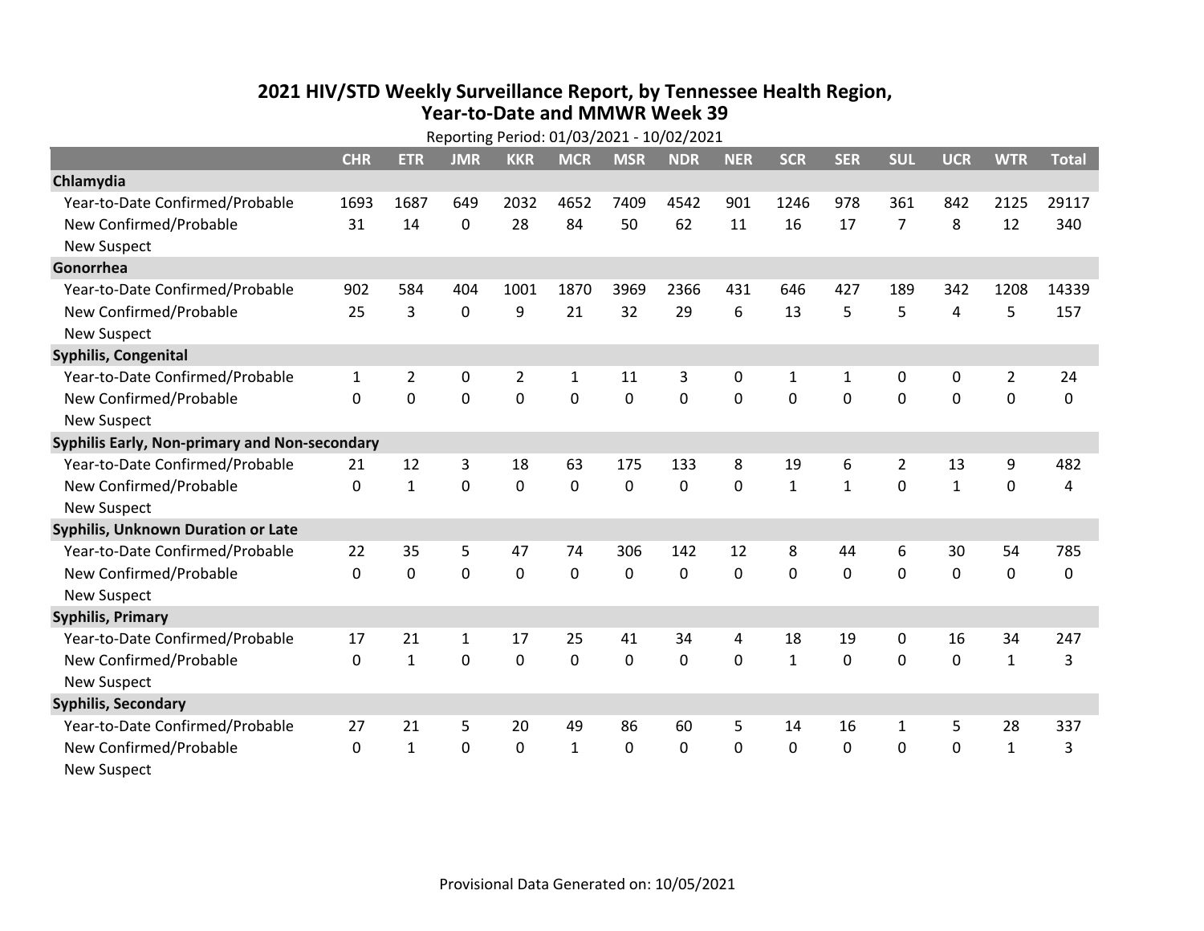# 2021 HIV/STD Weekly Surveillance Report, by Tennessee Health Region, Year-to-Date and MMWR Week 39

Reporting Period: 01/03/2021 - 10/02/2021

| | CHR | ETR | JMR | KKR | MCR | MSR | NDR | NER | SCR | SER | SUL | UCR | WTR | Total |
|---|---|---|---|---|---|---|---|---|---|---|---|---|---|---|
| **Chlamydia** | | | | | | | | | | | | | | |
| Year-to-Date Confirmed/Probable | 1693 | 1687 | 649 | 2032 | 4652 | 7409 | 4542 | 901 | 1246 | 978 | 361 | 842 | 2125 | 29117 |
| New Confirmed/Probable | 31 | 14 | 0 | 28 | 84 | 50 | 62 | 11 | 16 | 17 | 7 | 8 | 12 | 340 |
| New Suspect | | | | | | | | | | | | | | |
| **Gonorrhea** | | | | | | | | | | | | | | |
| Year-to-Date Confirmed/Probable | 902 | 584 | 404 | 1001 | 1870 | 3969 | 2366 | 431 | 646 | 427 | 189 | 342 | 1208 | 14339 |
| New Confirmed/Probable | 25 | 3 | 0 | 9 | 21 | 32 | 29 | 6 | 13 | 5 | 5 | 4 | 5 | 157 |
| New Suspect | | | | | | | | | | | | | | |
| **Syphilis, Congenital** | | | | | | | | | | | | | | |
| Year-to-Date Confirmed/Probable | 1 | 2 | 0 | 2 | 1 | 11 | 3 | 0 | 1 | 1 | 0 | 0 | 2 | 24 |
| New Confirmed/Probable | 0 | 0 | 0 | 0 | 0 | 0 | 0 | 0 | 0 | 0 | 0 | 0 | 0 | 0 |
| New Suspect | | | | | | | | | | | | | | |
| **Syphilis Early, Non-primary and Non-secondary** | | | | | | | | | | | | | | |
| Year-to-Date Confirmed/Probable | 21 | 12 | 3 | 18 | 63 | 175 | 133 | 8 | 19 | 6 | 2 | 13 | 9 | 482 |
| New Confirmed/Probable | 0 | 1 | 0 | 0 | 0 | 0 | 0 | 0 | 1 | 1 | 0 | 1 | 0 | 4 |
| New Suspect | | | | | | | | | | | | | | |
| **Syphilis, Unknown Duration or Late** | | | | | | | | | | | | | | |
| Year-to-Date Confirmed/Probable | 22 | 35 | 5 | 47 | 74 | 306 | 142 | 12 | 8 | 44 | 6 | 30 | 54 | 785 |
| New Confirmed/Probable | 0 | 0 | 0 | 0 | 0 | 0 | 0 | 0 | 0 | 0 | 0 | 0 | 0 | 0 |
| New Suspect | | | | | | | | | | | | | | |
| **Syphilis, Primary** | | | | | | | | | | | | | | |
| Year-to-Date Confirmed/Probable | 17 | 21 | 1 | 17 | 25 | 41 | 34 | 4 | 18 | 19 | 0 | 16 | 34 | 247 |
| New Confirmed/Probable | 0 | 1 | 0 | 0 | 0 | 0 | 0 | 0 | 1 | 0 | 0 | 0 | 1 | 3 |
| New Suspect | | | | | | | | | | | | | | |
| **Syphilis, Secondary** | | | | | | | | | | | | | | |
| Year-to-Date Confirmed/Probable | 27 | 21 | 5 | 20 | 49 | 86 | 60 | 5 | 14 | 16 | 1 | 5 | 28 | 337 |
| New Confirmed/Probable | 0 | 1 | 0 | 0 | 1 | 0 | 0 | 0 | 0 | 0 | 0 | 0 | 1 | 3 |
| New Suspect | | | | | | | | | | | | | | |

Provisional Data Generated on: 10/05/2021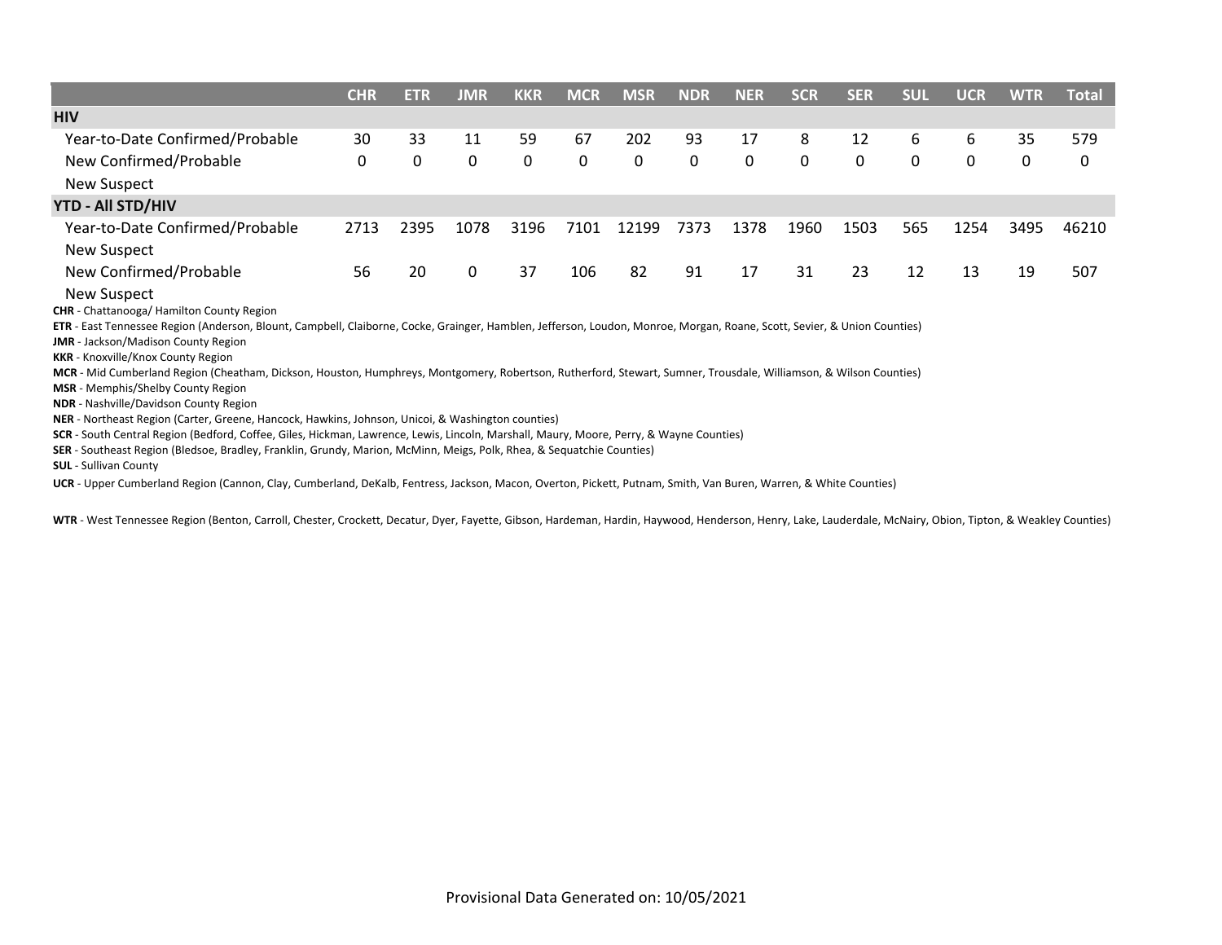| | CHR | ETR | JMR | KKR | MCR | MSR | NDR | NER | SCR | SER | SUL | UCR | WTR | Total |
|---|---|---|---|---|---|---|---|---|---|---|---|---|---|---|
| **HIV** | | | | | | | | | | | | | | |
| Year-to-Date Confirmed/Probable | 30 | 33 | 11 | 59 | 67 | 202 | 93 | 17 | 8 | 12 | 6 | 6 | 35 | 579 |
| New Confirmed/Probable | 0 | 0 | 0 | 0 | 0 | 0 | 0 | 0 | 0 | 0 | 0 | 0 | 0 | 0 |
| New Suspect | | | | | | | | | | | | | | |
| **YTD - All STD/HIV** | | | | | | | | | | | | | | |
| Year-to-Date Confirmed/Probable | 2713 | 2395 | 1078 | 3196 | 7101 | 12199 | 7373 | 1378 | 1960 | 1503 | 565 | 1254 | 3495 | 46210 |
| New Suspect | | | | | | | | | | | | | | |
| New Confirmed/Probable | 56 | 20 | 0 | 37 | 106 | 82 | 91 | 17 | 31 | 23 | 12 | 13 | 19 | 507 |
| New Suspect | | | | | | | | | | | | | | |

**CHR** - Chattanooga/ Hamilton County Region

**ETR** - East Tennessee Region (Anderson, Blount, Campbell, Claiborne, Cocke, Grainger, Hamblen, Jefferson, Loudon, Monroe, Morgan, Roane, Scott, Sevier, & Union Counties)

**JMR** - Jackson/Madison County Region

**KKR** - Knoxville/Knox County Region

**MCR** - Mid Cumberland Region (Cheatham, Dickson, Houston, Humphreys, Montgomery, Robertson, Rutherford, Stewart, Sumner, Trousdale, Williamson, & Wilson Counties)

**MSR** - Memphis/Shelby County Region

**NDR** - Nashville/Davidson County Region

**NER** - Northeast Region (Carter, Greene, Hancock, Hawkins, Johnson, Unicoi, & Washington counties)

**SCR** - South Central Region (Bedford, Coffee, Giles, Hickman, Lawrence, Lewis, Lincoln, Marshall, Maury, Moore, Perry, & Wayne Counties)

**SER** - Southeast Region (Bledsoe, Bradley, Franklin, Grundy, Marion, McMinn, Meigs, Polk, Rhea, & Sequatchie Counties)

**SUL** - Sullivan County

**UCR** - Upper Cumberland Region (Cannon, Clay, Cumberland, DeKalb, Fentress, Jackson, Macon, Overton, Pickett, Putnam, Smith, Van Buren, Warren, & White Counties)

**WTR** - West Tennessee Region (Benton, Carroll, Chester, Crockett, Decatur, Dyer, Fayette, Gibson, Hardeman, Hardin, Haywood, Henderson, Henry, Lake, Lauderdale, McNairy, Obion, Tipton, & Weakley Counties)

Provisional Data Generated on: 10/05/2021